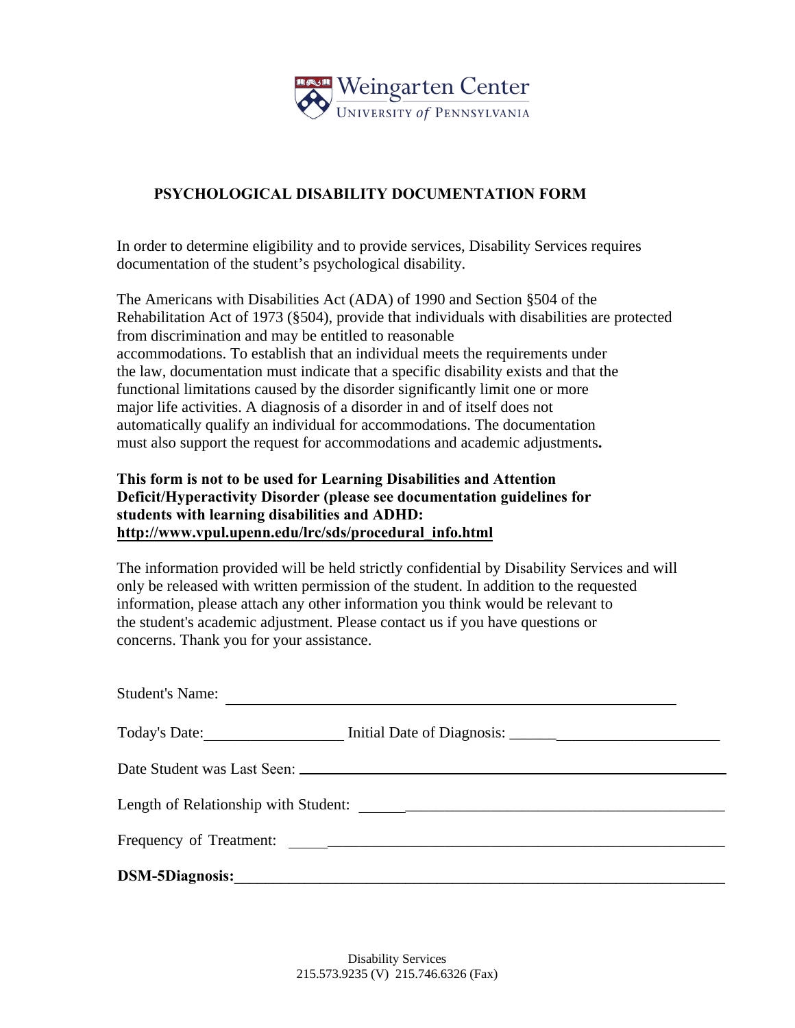Weingarten Center
UNIVERSITY *of* PENNSYLVANIA

## PSYCHOLOGICAL DISABILITY DOCUMENTATION FORM

In order to determine eligibility and to provide services, Disability Services requires documentation of the student's psychological disability.

The Americans with Disabilities Act (ADA) of 1990 and Section §504 of the Rehabilitation Act of 1973 (§504), provide that individuals with disabilities are protected from discrimination and may be entitled to reasonable accommodations. To establish that an individual meets the requirements under the law, documentation must indicate that a specific disability exists and that the functional limitations caused by the disorder significantly limit one or more major life activities. A diagnosis of a disorder in and of itself does not automatically qualify an individual for accommodations. The documentation must also support the request for accommodations and academic adjustments**.**

**This form is not to be used for Learning Disabilities and Attention Deficit/Hyperactivity Disorder (please see documentation guidelines for students with learning disabilities and ADHD: http://www.vpul.upenn.edu/lrc/sds/procedural_info.html**

The information provided will be held strictly confidential by Disability Services and will only be released with written permission of the student. In addition to the requested information, please attach any other information you think would be relevant to the student's academic adjustment. Please contact us if you have questions or concerns. Thank you for your assistance.

Student's Name: ______________________________

Today's Date: ______________ Initial Date of Diagnosis: ______________

Date Student was Last Seen: ______________________________

Length of Relationship with Student: ______________________________

Frequency of Treatment: ______________________________

**DSM-5Diagnosis:______________________________**

Disability Services
215.573.9235 (V) 215.746.6326 (Fax)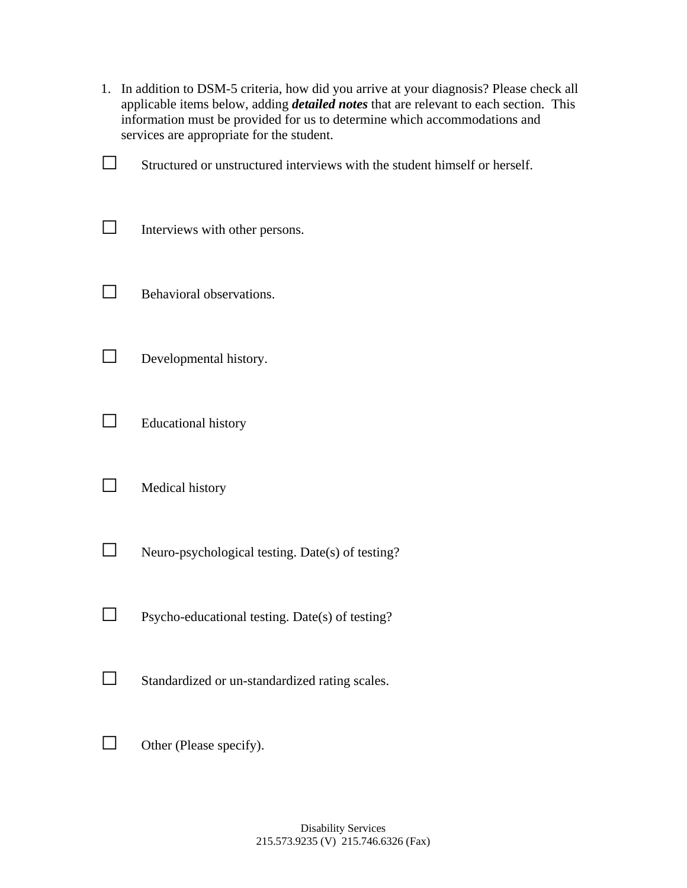1. In addition to DSM-5 criteria, how did you arrive at your diagnosis? Please check all applicable items below, adding ***detailed notes*** that are relevant to each section.  This information must be provided for us to determine which accommodations and services are appropriate for the student.

☐ Structured or unstructured interviews with the student himself or herself.

☐ Interviews with other persons.

☐ Behavioral observations.

☐ Developmental history.

☐ Educational history

☐ Medical history

☐ Neuro-psychological testing. Date(s) of testing?

☐ Psycho-educational testing. Date(s) of testing?

☐ Standardized or un-standardized rating scales.

☐ Other (Please specify).

Disability Services
215.573.9235 (V)  215.746.6326 (Fax)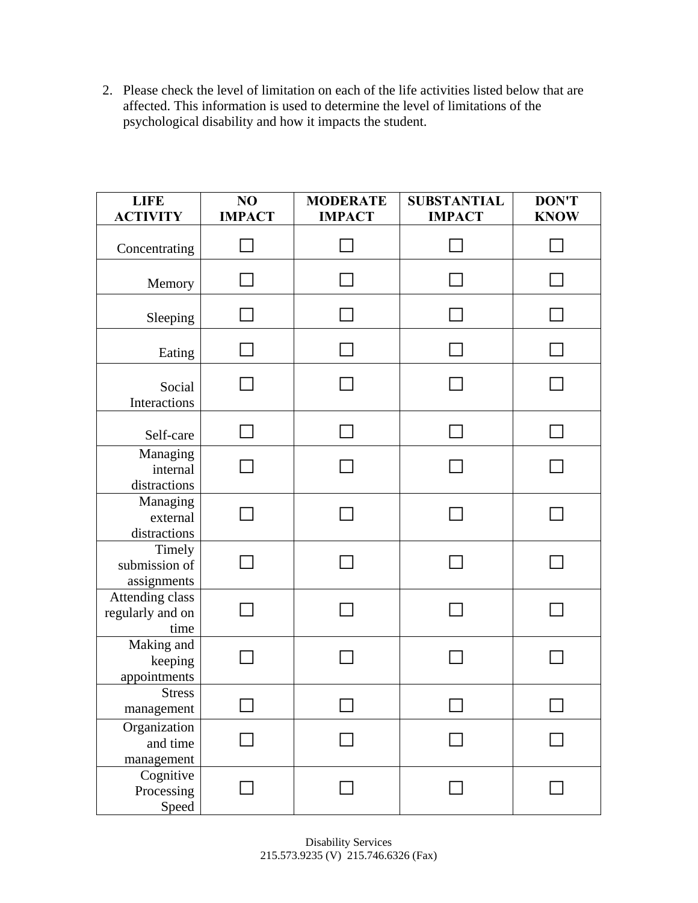2. Please check the level of limitation on each of the life activities listed below that are affected. This information is used to determine the level of limitations of the psychological disability and how it impacts the student.

| LIFE ACTIVITY | NO IMPACT | MODERATE IMPACT | SUBSTANTIAL IMPACT | DON'T KNOW |
|---|---|---|---|---|
| Concentrating | ☐ | ☐ | ☐ | ☐ |
| Memory | ☐ | ☐ | ☐ | ☐ |
| Sleeping | ☐ | ☐ | ☐ | ☐ |
| Eating | ☐ | ☐ | ☐ | ☐ |
| Social Interactions | ☐ | ☐ | ☐ | ☐ |
| Self-care | ☐ | ☐ | ☐ | ☐ |
| Managing internal distractions | ☐ | ☐ | ☐ | ☐ |
| Managing external distractions | ☐ | ☐ | ☐ | ☐ |
| Timely submission of assignments | ☐ | ☐ | ☐ | ☐ |
| Attending class regularly and on time | ☐ | ☐ | ☐ | ☐ |
| Making and keeping appointments | ☐ | ☐ | ☐ | ☐ |
| Stress management | ☐ | ☐ | ☐ | ☐ |
| Organization and time management | ☐ | ☐ | ☐ | ☐ |
| Cognitive Processing Speed | ☐ | ☐ | ☐ | ☐ |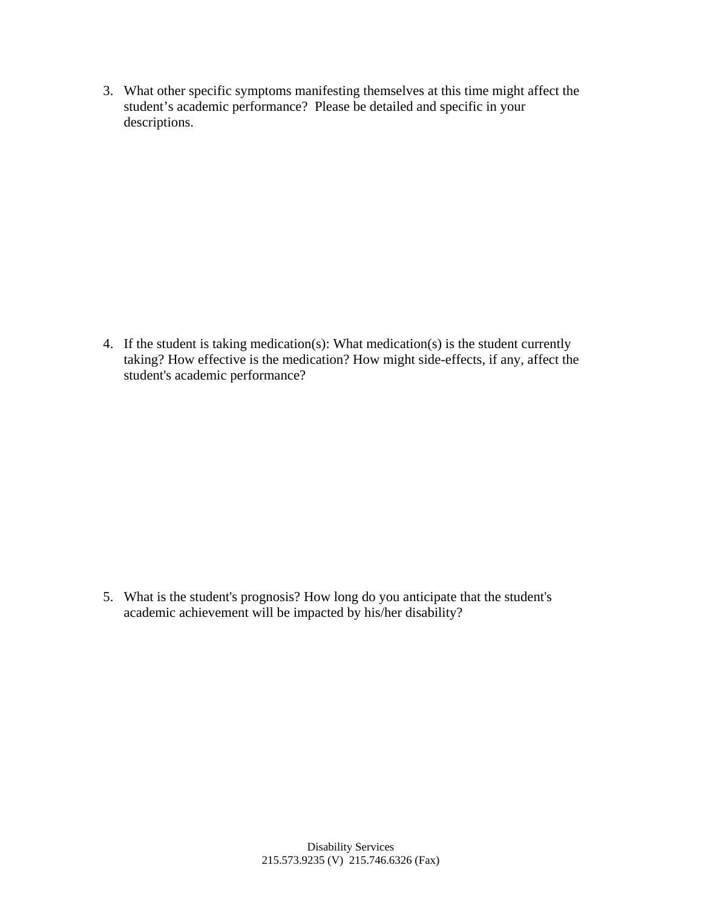3. What other specific symptoms manifesting themselves at this time might affect the student's academic performance? Please be detailed and specific in your descriptions.

4. If the student is taking medication(s): What medication(s) is the student currently taking? How effective is the medication? How might side-effects, if any, affect the student's academic performance?

5. What is the student's prognosis? How long do you anticipate that the student's academic achievement will be impacted by his/her disability?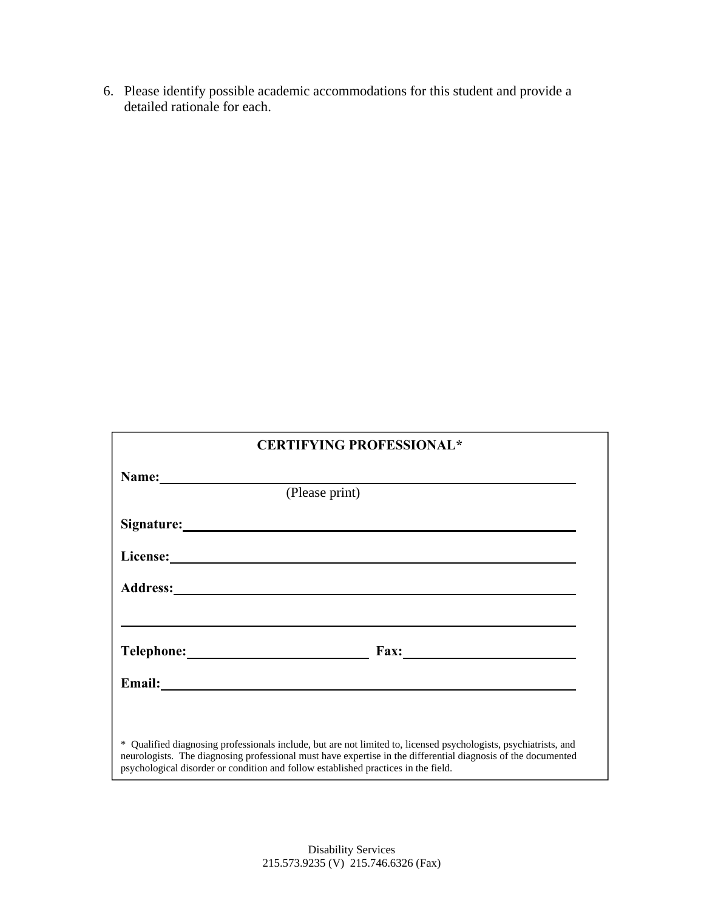6. Please identify possible academic accommodations for this student and provide a detailed rationale for each.

**CERTIFYING PROFESSIONAL***

**Name:** ______________________________________________
(Please print)

**Signature:** ______________________________________________

**License:** ______________________________________________

**Address:** ______________________________________________

______________________________________________

**Telephone:** ______________________ **Fax:** ______________________

**Email:** ______________________________________________

* Qualified diagnosing professionals include, but are not limited to, licensed psychologists, psychiatrists, and neurologists. The diagnosing professional must have expertise in the differential diagnosis of the documented psychological disorder or condition and follow established practices in the field.

Disability Services
215.573.9235 (V) 215.746.6326 (Fax)